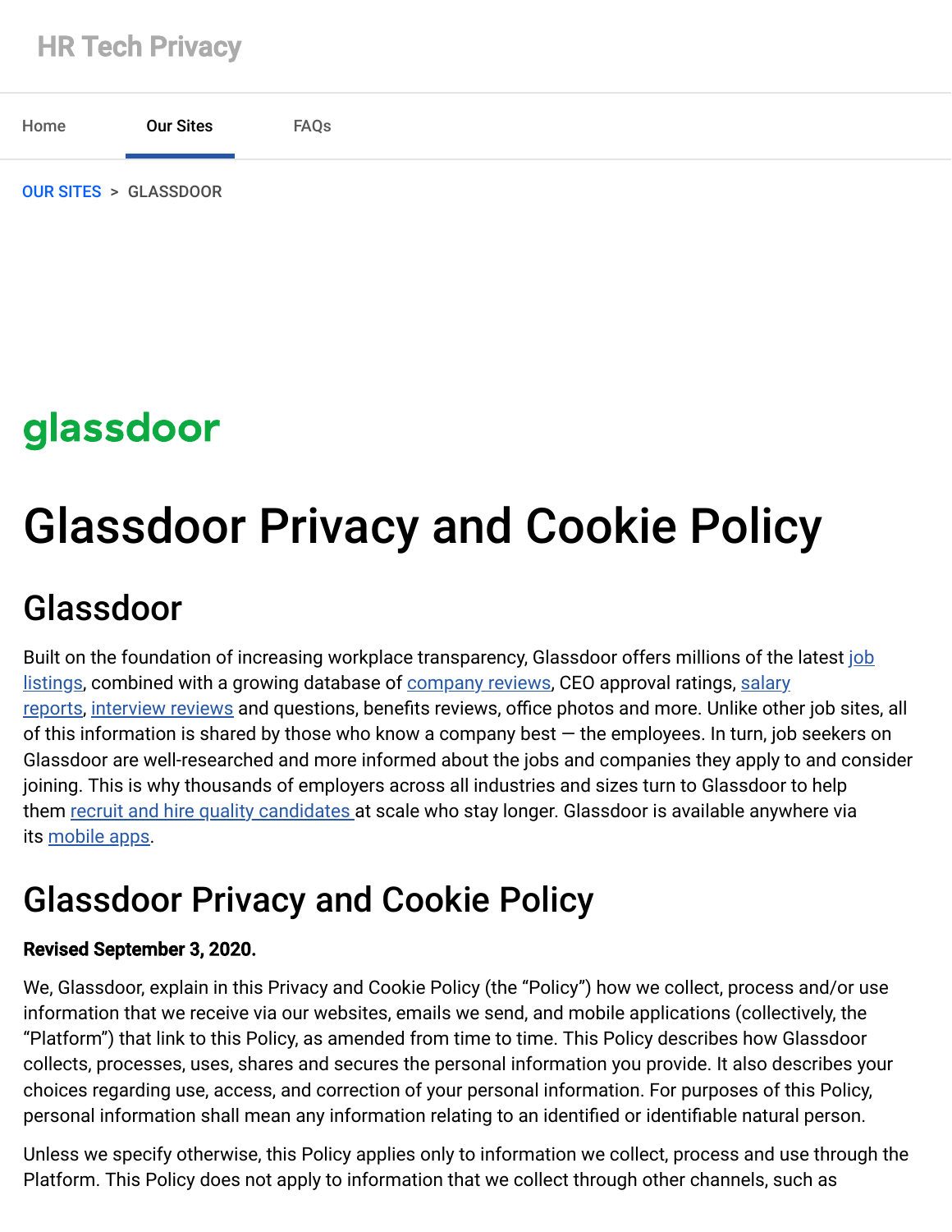HR Tech Privacy

Home | Our Sites | FAQs

OUR SITES > GLASSDOOR

glassdoor

# Glassdoor Privacy and Cookie Policy

## Glassdoor

Built on the foundation of increasing workplace transparency, Glassdoor offers millions of the latest job listings, combined with a growing database of company reviews, CEO approval ratings, salary reports, interview reviews and questions, benefits reviews, office photos and more. Unlike other job sites, all of this information is shared by those who know a company best — the employees. In turn, job seekers on Glassdoor are well-researched and more informed about the jobs and companies they apply to and consider joining. This is why thousands of employers across all industries and sizes turn to Glassdoor to help them recruit and hire quality candidates at scale who stay longer. Glassdoor is available anywhere via its mobile apps.

## Glassdoor Privacy and Cookie Policy

**Revised September 3, 2020.**

We, Glassdoor, explain in this Privacy and Cookie Policy (the "Policy") how we collect, process and/or use information that we receive via our websites, emails we send, and mobile applications (collectively, the "Platform") that link to this Policy, as amended from time to time. This Policy describes how Glassdoor collects, processes, uses, shares and secures the personal information you provide. It also describes your choices regarding use, access, and correction of your personal information. For purposes of this Policy, personal information shall mean any information relating to an identified or identifiable natural person.

Unless we specify otherwise, this Policy applies only to information we collect, process and use through the Platform. This Policy does not apply to information that we collect through other channels, such as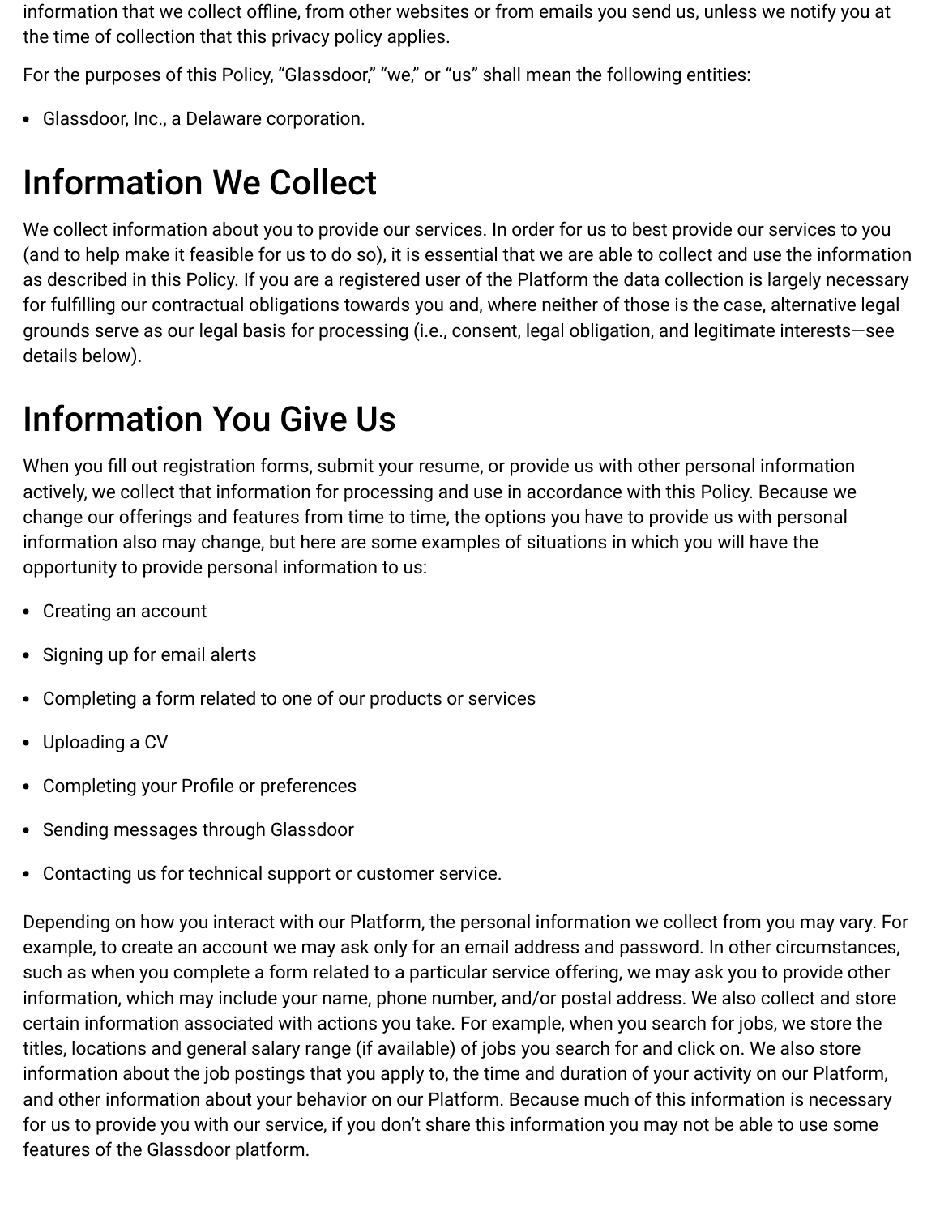information that we collect offline, from other websites or from emails you send us, unless we notify you at the time of collection that this privacy policy applies.

For the purposes of this Policy, "Glassdoor," "we," or "us" shall mean the following entities:

- Glassdoor, Inc., a Delaware corporation.

# Information We Collect

We collect information about you to provide our services. In order for us to best provide our services to you (and to help make it feasible for us to do so), it is essential that we are able to collect and use the information as described in this Policy. If you are a registered user of the Platform the data collection is largely necessary for fulfilling our contractual obligations towards you and, where neither of those is the case, alternative legal grounds serve as our legal basis for processing (i.e., consent, legal obligation, and legitimate interests—see details below).

# Information You Give Us

When you fill out registration forms, submit your resume, or provide us with other personal information actively, we collect that information for processing and use in accordance with this Policy. Because we change our offerings and features from time to time, the options you have to provide us with personal information also may change, but here are some examples of situations in which you will have the opportunity to provide personal information to us:

- Creating an account
- Signing up for email alerts
- Completing a form related to one of our products or services
- Uploading a CV
- Completing your Profile or preferences
- Sending messages through Glassdoor
- Contacting us for technical support or customer service.

Depending on how you interact with our Platform, the personal information we collect from you may vary. For example, to create an account we may ask only for an email address and password. In other circumstances, such as when you complete a form related to a particular service offering, we may ask you to provide other information, which may include your name, phone number, and/or postal address. We also collect and store certain information associated with actions you take. For example, when you search for jobs, we store the titles, locations and general salary range (if available) of jobs you search for and click on. We also store information about the job postings that you apply to, the time and duration of your activity on our Platform, and other information about your behavior on our Platform. Because much of this information is necessary for us to provide you with our service, if you don't share this information you may not be able to use some features of the Glassdoor platform.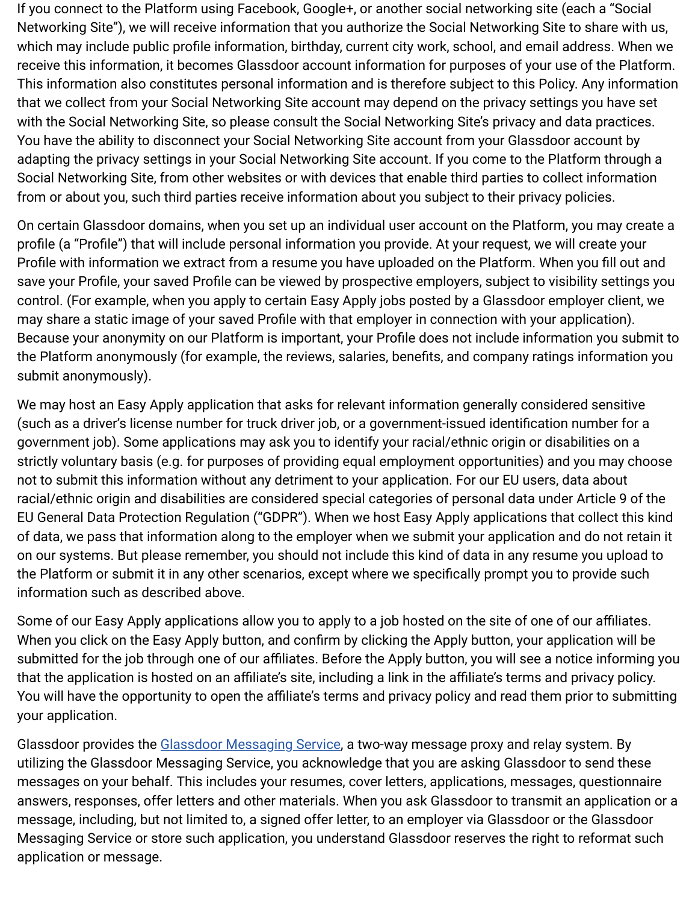If you connect to the Platform using Facebook, Google+, or another social networking site (each a "Social Networking Site"), we will receive information that you authorize the Social Networking Site to share with us, which may include public profile information, birthday, current city work, school, and email address. When we receive this information, it becomes Glassdoor account information for purposes of your use of the Platform. This information also constitutes personal information and is therefore subject to this Policy. Any information that we collect from your Social Networking Site account may depend on the privacy settings you have set with the Social Networking Site, so please consult the Social Networking Site's privacy and data practices. You have the ability to disconnect your Social Networking Site account from your Glassdoor account by adapting the privacy settings in your Social Networking Site account. If you come to the Platform through a Social Networking Site, from other websites or with devices that enable third parties to collect information from or about you, such third parties receive information about you subject to their privacy policies.

On certain Glassdoor domains, when you set up an individual user account on the Platform, you may create a profile (a "Profile") that will include personal information you provide. At your request, we will create your Profile with information we extract from a resume you have uploaded on the Platform. When you fill out and save your Profile, your saved Profile can be viewed by prospective employers, subject to visibility settings you control. (For example, when you apply to certain Easy Apply jobs posted by a Glassdoor employer client, we may share a static image of your saved Profile with that employer in connection with your application). Because your anonymity on our Platform is important, your Profile does not include information you submit to the Platform anonymously (for example, the reviews, salaries, benefits, and company ratings information you submit anonymously).

We may host an Easy Apply application that asks for relevant information generally considered sensitive (such as a driver's license number for truck driver job, or a government-issued identification number for a government job). Some applications may ask you to identify your racial/ethnic origin or disabilities on a strictly voluntary basis (e.g. for purposes of providing equal employment opportunities) and you may choose not to submit this information without any detriment to your application. For our EU users, data about racial/ethnic origin and disabilities are considered special categories of personal data under Article 9 of the EU General Data Protection Regulation ("GDPR"). When we host Easy Apply applications that collect this kind of data, we pass that information along to the employer when we submit your application and do not retain it on our systems. But please remember, you should not include this kind of data in any resume you upload to the Platform or submit it in any other scenarios, except where we specifically prompt you to provide such information such as described above.

Some of our Easy Apply applications allow you to apply to a job hosted on the site of one of our affiliates. When you click on the Easy Apply button, and confirm by clicking the Apply button, your application will be submitted for the job through one of our affiliates. Before the Apply button, you will see a notice informing you that the application is hosted on an affiliate's site, including a link in the affiliate's terms and privacy policy. You will have the opportunity to open the affiliate's terms and privacy policy and read them prior to submitting your application.

Glassdoor provides the [Glassdoor Messaging Service](), a two-way message proxy and relay system. By utilizing the Glassdoor Messaging Service, you acknowledge that you are asking Glassdoor to send these messages on your behalf. This includes your resumes, cover letters, applications, messages, questionnaire answers, responses, offer letters and other materials. When you ask Glassdoor to transmit an application or a message, including, but not limited to, a signed offer letter, to an employer via Glassdoor or the Glassdoor Messaging Service or store such application, you understand Glassdoor reserves the right to reformat such application or message.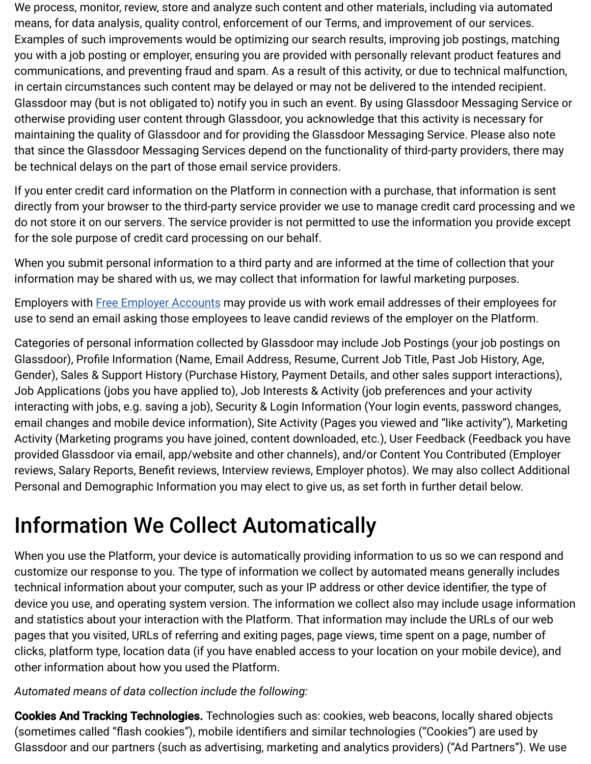We process, monitor, review, store and analyze such content and other materials, including via automated means, for data analysis, quality control, enforcement of our Terms, and improvement of our services. Examples of such improvements would be optimizing our search results, improving job postings, matching you with a job posting or employer, ensuring you are provided with personally relevant product features and communications, and preventing fraud and spam. As a result of this activity, or due to technical malfunction, in certain circumstances such content may be delayed or may not be delivered to the intended recipient. Glassdoor may (but is not obligated to) notify you in such an event. By using Glassdoor Messaging Service or otherwise providing user content through Glassdoor, you acknowledge that this activity is necessary for maintaining the quality of Glassdoor and for providing the Glassdoor Messaging Service. Please also note that since the Glassdoor Messaging Services depend on the functionality of third-party providers, there may be technical delays on the part of those email service providers.

If you enter credit card information on the Platform in connection with a purchase, that information is sent directly from your browser to the third-party service provider we use to manage credit card processing and we do not store it on our servers. The service provider is not permitted to use the information you provide except for the sole purpose of credit card processing on our behalf.

When you submit personal information to a third party and are informed at the time of collection that your information may be shared with us, we may collect that information for lawful marketing purposes.

Employers with [Free Employer Accounts] may provide us with work email addresses of their employees for use to send an email asking those employees to leave candid reviews of the employer on the Platform.

Categories of personal information collected by Glassdoor may include Job Postings (your job postings on Glassdoor), Profile Information (Name, Email Address, Resume, Current Job Title, Past Job History, Age, Gender), Sales & Support History (Purchase History, Payment Details, and other sales support interactions), Job Applications (jobs you have applied to), Job Interests & Activity (job preferences and your activity interacting with jobs, e.g. saving a job), Security & Login Information (Your login events, password changes, email changes and mobile device information), Site Activity (Pages you viewed and "like activity"), Marketing Activity (Marketing programs you have joined, content downloaded, etc.), User Feedback (Feedback you have provided Glassdoor via email, app/website and other channels), and/or Content You Contributed (Employer reviews, Salary Reports, Benefit reviews, Interview reviews, Employer photos). We may also collect Additional Personal and Demographic Information you may elect to give us, as set forth in further detail below.

# Information We Collect Automatically

When you use the Platform, your device is automatically providing information to us so we can respond and customize our response to you. The type of information we collect by automated means generally includes technical information about your computer, such as your IP address or other device identifier, the type of device you use, and operating system version. The information we collect also may include usage information and statistics about your interaction with the Platform. That information may include the URLs of our web pages that you visited, URLs of referring and exiting pages, page views, time spent on a page, number of clicks, platform type, location data (if you have enabled access to your location on your mobile device), and other information about how you used the Platform.

*Automated means of data collection include the following:*

**Cookies And Tracking Technologies.** Technologies such as: cookies, web beacons, locally shared objects (sometimes called "flash cookies"), mobile identifiers and similar technologies ("Cookies") are used by Glassdoor and our partners (such as advertising, marketing and analytics providers) ("Ad Partners"). We use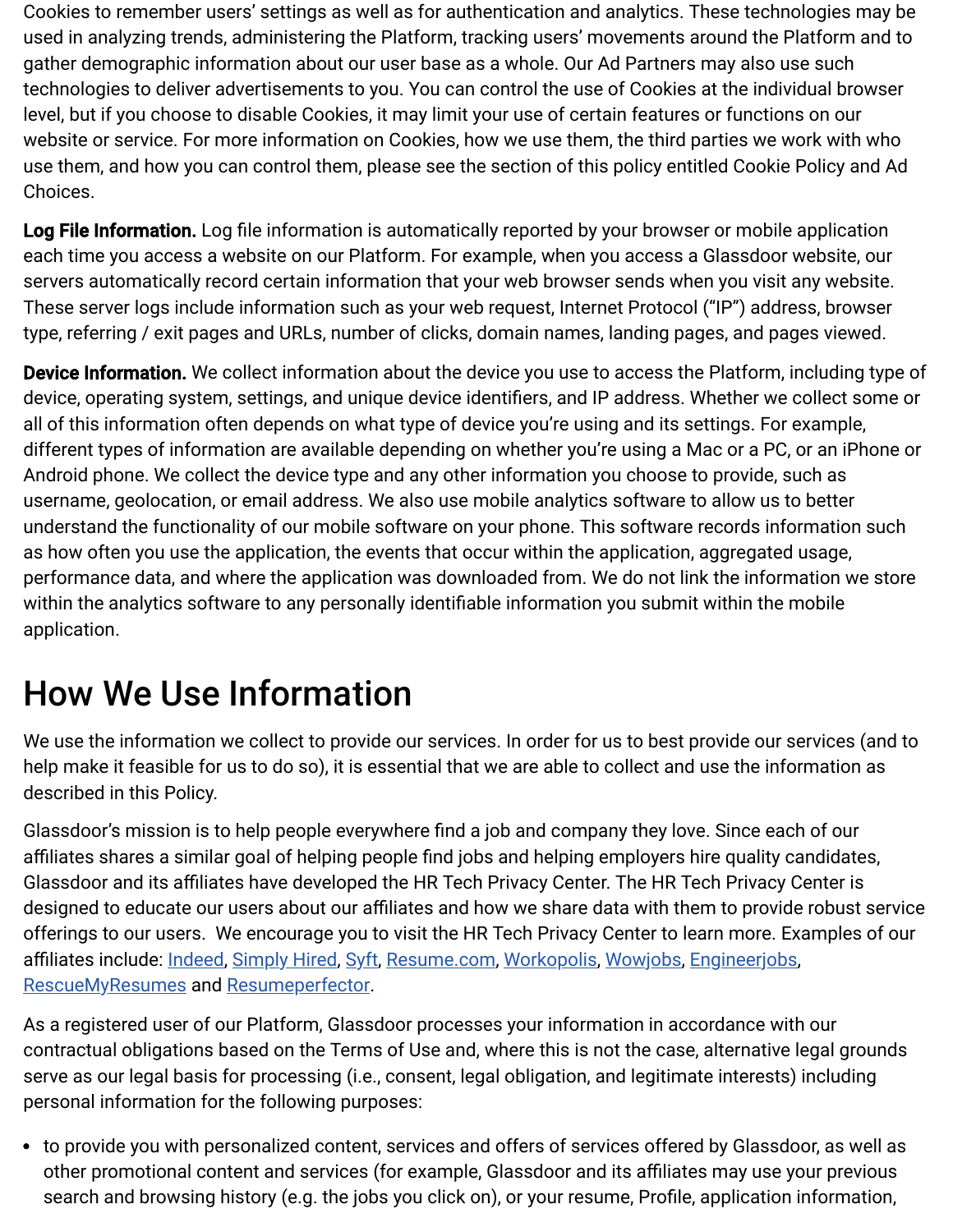Cookies to remember users' settings as well as for authentication and analytics. These technologies may be used in analyzing trends, administering the Platform, tracking users' movements around the Platform and to gather demographic information about our user base as a whole. Our Ad Partners may also use such technologies to deliver advertisements to you. You can control the use of Cookies at the individual browser level, but if you choose to disable Cookies, it may limit your use of certain features or functions on our website or service. For more information on Cookies, how we use them, the third parties we work with who use them, and how you can control them, please see the section of this policy entitled Cookie Policy and Ad Choices.

**Log File Information.** Log file information is automatically reported by your browser or mobile application each time you access a website on our Platform. For example, when you access a Glassdoor website, our servers automatically record certain information that your web browser sends when you visit any website. These server logs include information such as your web request, Internet Protocol ("IP") address, browser type, referring / exit pages and URLs, number of clicks, domain names, landing pages, and pages viewed.

**Device Information.** We collect information about the device you use to access the Platform, including type of device, operating system, settings, and unique device identifiers, and IP address. Whether we collect some or all of this information often depends on what type of device you're using and its settings. For example, different types of information are available depending on whether you're using a Mac or a PC, or an iPhone or Android phone. We collect the device type and any other information you choose to provide, such as username, geolocation, or email address. We also use mobile analytics software to allow us to better understand the functionality of our mobile software on your phone. This software records information such as how often you use the application, the events that occur within the application, aggregated usage, performance data, and where the application was downloaded from. We do not link the information we store within the analytics software to any personally identifiable information you submit within the mobile application.

# How We Use Information

We use the information we collect to provide our services. In order for us to best provide our services (and to help make it feasible for us to do so), it is essential that we are able to collect and use the information as described in this Policy.

Glassdoor's mission is to help people everywhere find a job and company they love. Since each of our affiliates shares a similar goal of helping people find jobs and helping employers hire quality candidates, Glassdoor and its affiliates have developed the HR Tech Privacy Center. The HR Tech Privacy Center is designed to educate our users about our affiliates and how we share data with them to provide robust service offerings to our users. We encourage you to visit the HR Tech Privacy Center to learn more. Examples of our affiliates include: Indeed, Simply Hired, Syft, Resume.com, Workopolis, Wowjobs, Engineerjobs, RescueMyResumes and Resumeperfector.

As a registered user of our Platform, Glassdoor processes your information in accordance with our contractual obligations based on the Terms of Use and, where this is not the case, alternative legal grounds serve as our legal basis for processing (i.e., consent, legal obligation, and legitimate interests) including personal information for the following purposes:

- to provide you with personalized content, services and offers of services offered by Glassdoor, as well as other promotional content and services (for example, Glassdoor and its affiliates may use your previous search and browsing history (e.g. the jobs you click on), or your resume, Profile, application information,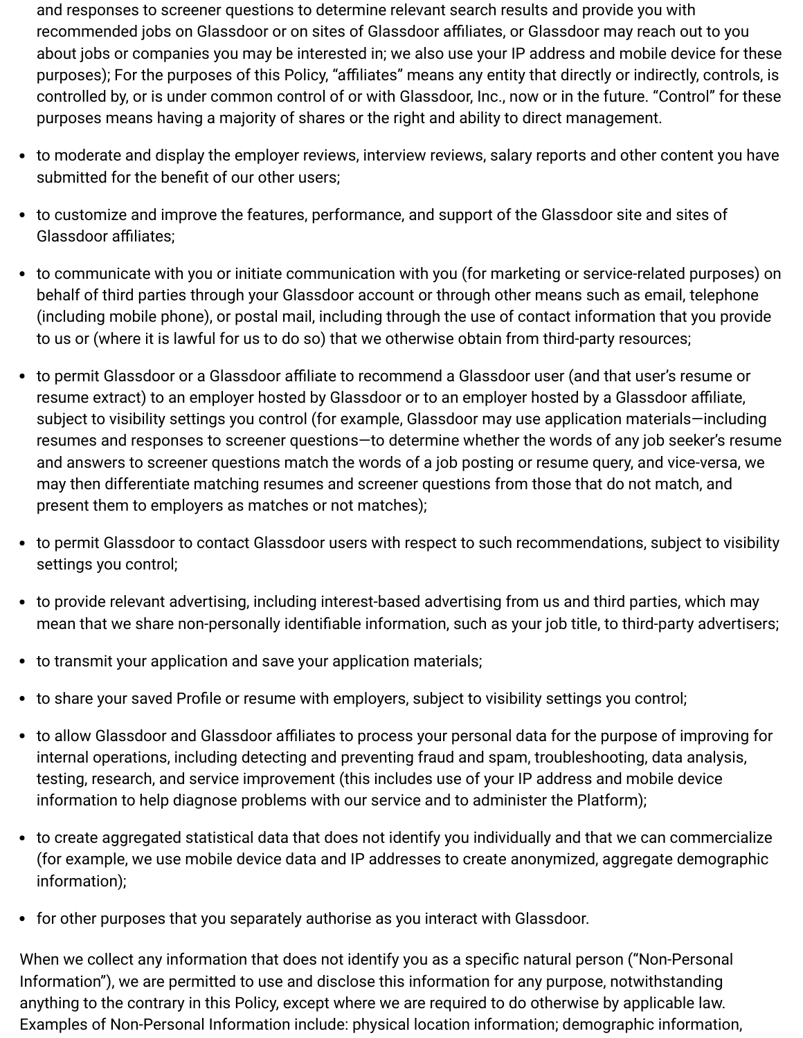and responses to screener questions to determine relevant search results and provide you with recommended jobs on Glassdoor or on sites of Glassdoor affiliates, or Glassdoor may reach out to you about jobs or companies you may be interested in; we also use your IP address and mobile device for these purposes); For the purposes of this Policy, “affiliates” means any entity that directly or indirectly, controls, is controlled by, or is under common control of or with Glassdoor, Inc., now or in the future. “Control” for these purposes means having a majority of shares or the right and ability to direct management.

- to moderate and display the employer reviews, interview reviews, salary reports and other content you have submitted for the benefit of our other users;
- to customize and improve the features, performance, and support of the Glassdoor site and sites of Glassdoor affiliates;
- to communicate with you or initiate communication with you (for marketing or service-related purposes) on behalf of third parties through your Glassdoor account or through other means such as email, telephone (including mobile phone), or postal mail, including through the use of contact information that you provide to us or (where it is lawful for us to do so) that we otherwise obtain from third-party resources;
- to permit Glassdoor or a Glassdoor affiliate to recommend a Glassdoor user (and that user’s resume or resume extract) to an employer hosted by Glassdoor or to an employer hosted by a Glassdoor affiliate, subject to visibility settings you control (for example, Glassdoor may use application materials—including resumes and responses to screener questions—to determine whether the words of any job seeker’s resume and answers to screener questions match the words of a job posting or resume query, and vice-versa, we may then differentiate matching resumes and screener questions from those that do not match, and present them to employers as matches or not matches);
- to permit Glassdoor to contact Glassdoor users with respect to such recommendations, subject to visibility settings you control;
- to provide relevant advertising, including interest-based advertising from us and third parties, which may mean that we share non-personally identifiable information, such as your job title, to third-party advertisers;
- to transmit your application and save your application materials;
- to share your saved Profile or resume with employers, subject to visibility settings you control;
- to allow Glassdoor and Glassdoor affiliates to process your personal data for the purpose of improving for internal operations, including detecting and preventing fraud and spam, troubleshooting, data analysis, testing, research, and service improvement (this includes use of your IP address and mobile device information to help diagnose problems with our service and to administer the Platform);
- to create aggregated statistical data that does not identify you individually and that we can commercialize (for example, we use mobile device data and IP addresses to create anonymized, aggregate demographic information);
- for other purposes that you separately authorise as you interact with Glassdoor.

When we collect any information that does not identify you as a specific natural person (“Non-Personal Information”), we are permitted to use and disclose this information for any purpose, notwithstanding anything to the contrary in this Policy, except where we are required to do otherwise by applicable law. Examples of Non-Personal Information include: physical location information; demographic information,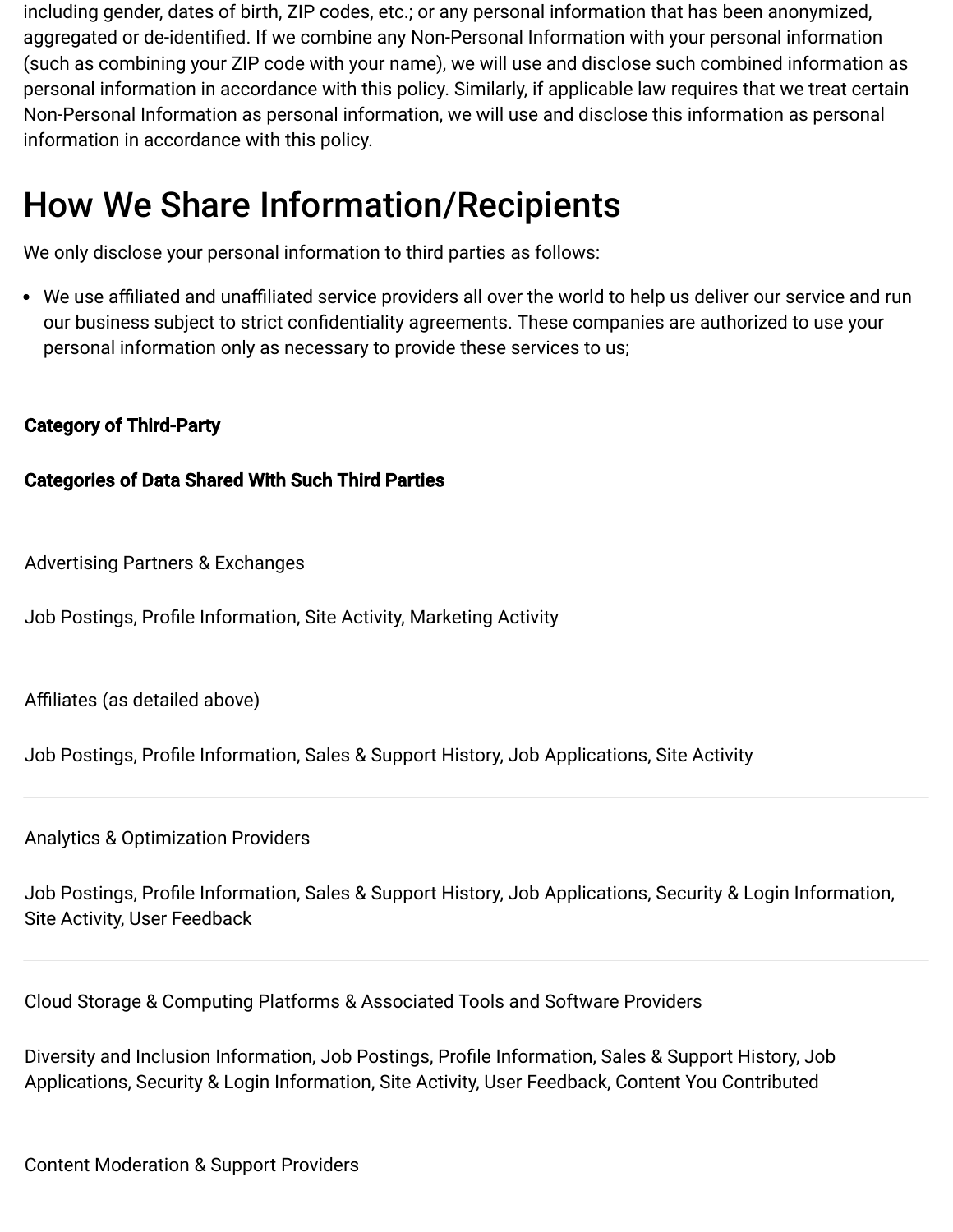including gender, dates of birth, ZIP codes, etc.; or any personal information that has been anonymized, aggregated or de-identified. If we combine any Non-Personal Information with your personal information (such as combining your ZIP code with your name), we will use and disclose such combined information as personal information in accordance with this policy. Similarly, if applicable law requires that we treat certain Non-Personal Information as personal information, we will use and disclose this information as personal information in accordance with this policy.

# How We Share Information/Recipients

We only disclose your personal information to third parties as follows:

- We use affiliated and unaffiliated service providers all over the world to help us deliver our service and run our business subject to strict confidentiality agreements. These companies are authorized to use your personal information only as necessary to provide these services to us;

| Category of Third-Party | Categories of Data Shared With Such Third Parties |
|---|---|
| Advertising Partners & Exchanges | Job Postings, Profile Information, Site Activity, Marketing Activity |
| Affiliates (as detailed above) | Job Postings, Profile Information, Sales & Support History, Job Applications, Site Activity |
| Analytics & Optimization Providers | Job Postings, Profile Information, Sales & Support History, Job Applications, Security & Login Information, Site Activity, User Feedback |
| Cloud Storage & Computing Platforms & Associated Tools and Software Providers | Diversity and Inclusion Information, Job Postings, Profile Information, Sales & Support History, Job Applications, Security & Login Information, Site Activity, User Feedback, Content You Contributed |
| Content Moderation & Support Providers | |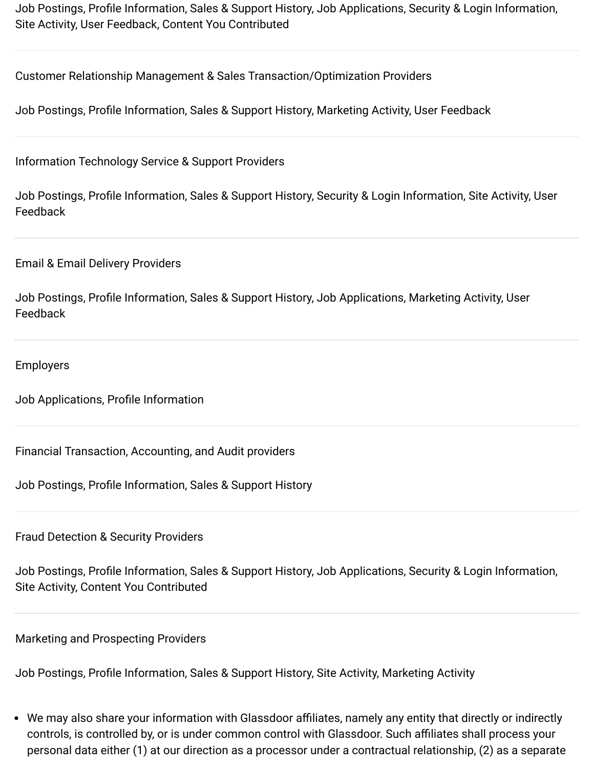Job Postings, Profile Information, Sales & Support History, Job Applications, Security & Login Information, Site Activity, User Feedback, Content You Contributed

---

Customer Relationship Management & Sales Transaction/Optimization Providers

Job Postings, Profile Information, Sales & Support History, Marketing Activity, User Feedback

---

Information Technology Service & Support Providers

Job Postings, Profile Information, Sales & Support History, Security & Login Information, Site Activity, User Feedback

---

Email & Email Delivery Providers

Job Postings, Profile Information, Sales & Support History, Job Applications, Marketing Activity, User Feedback

---

Employers

Job Applications, Profile Information

---

Financial Transaction, Accounting, and Audit providers

Job Postings, Profile Information, Sales & Support History

---

Fraud Detection & Security Providers

Job Postings, Profile Information, Sales & Support History, Job Applications, Security & Login Information, Site Activity, Content You Contributed

---

Marketing and Prospecting Providers

Job Postings, Profile Information, Sales & Support History, Site Activity, Marketing Activity

- We may also share your information with Glassdoor affiliates, namely any entity that directly or indirectly controls, is controlled by, or is under common control with Glassdoor. Such affiliates shall process your personal data either (1) at our direction as a processor under a contractual relationship, (2) as a separate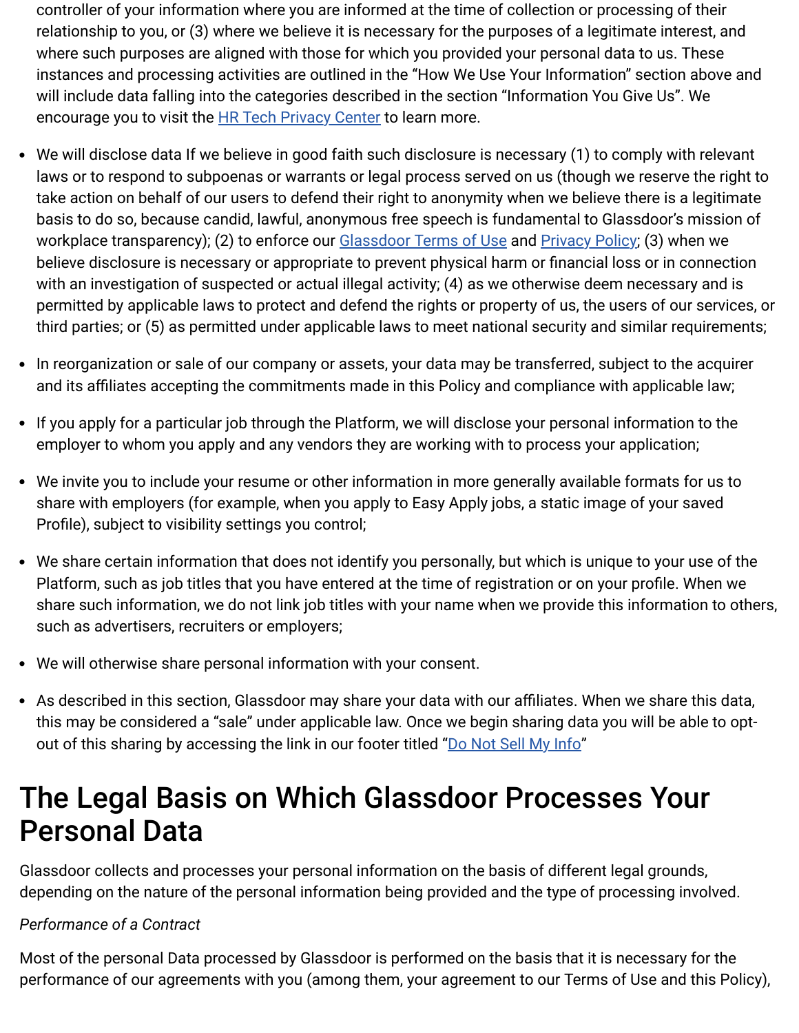controller of your information where you are informed at the time of collection or processing of their relationship to you, or (3) where we believe it is necessary for the purposes of a legitimate interest, and where such purposes are aligned with those for which you provided your personal data to us. These instances and processing activities are outlined in the "How We Use Your Information" section above and will include data falling into the categories described in the section "Information You Give Us". We encourage you to visit the [HR Tech Privacy Center](#) to learn more.

- We will disclose data If we believe in good faith such disclosure is necessary (1) to comply with relevant laws or to respond to subpoenas or warrants or legal process served on us (though we reserve the right to take action on behalf of our users to defend their right to anonymity when we believe there is a legitimate basis to do so, because candid, lawful, anonymous free speech is fundamental to Glassdoor's mission of workplace transparency); (2) to enforce our [Glassdoor Terms of Use](#) and [Privacy Policy](#); (3) when we believe disclosure is necessary or appropriate to prevent physical harm or financial loss or in connection with an investigation of suspected or actual illegal activity; (4) as we otherwise deem necessary and is permitted by applicable laws to protect and defend the rights or property of us, the users of our services, or third parties; or (5) as permitted under applicable laws to meet national security and similar requirements;
- In reorganization or sale of our company or assets, your data may be transferred, subject to the acquirer and its affiliates accepting the commitments made in this Policy and compliance with applicable law;
- If you apply for a particular job through the Platform, we will disclose your personal information to the employer to whom you apply and any vendors they are working with to process your application;
- We invite you to include your resume or other information in more generally available formats for us to share with employers (for example, when you apply to Easy Apply jobs, a static image of your saved Profile), subject to visibility settings you control;
- We share certain information that does not identify you personally, but which is unique to your use of the Platform, such as job titles that you have entered at the time of registration or on your profile. When we share such information, we do not link job titles with your name when we provide this information to others, such as advertisers, recruiters or employers;
- We will otherwise share personal information with your consent.
- As described in this section, Glassdoor may share your data with our affiliates. When we share this data, this may be considered a "sale" under applicable law. Once we begin sharing data you will be able to opt-out of this sharing by accessing the link in our footer titled "[Do Not Sell My Info](#)"

# The Legal Basis on Which Glassdoor Processes Your Personal Data

Glassdoor collects and processes your personal information on the basis of different legal grounds, depending on the nature of the personal information being provided and the type of processing involved.

*Performance of a Contract*

Most of the personal Data processed by Glassdoor is performed on the basis that it is necessary for the performance of our agreements with you (among them, your agreement to our Terms of Use and this Policy),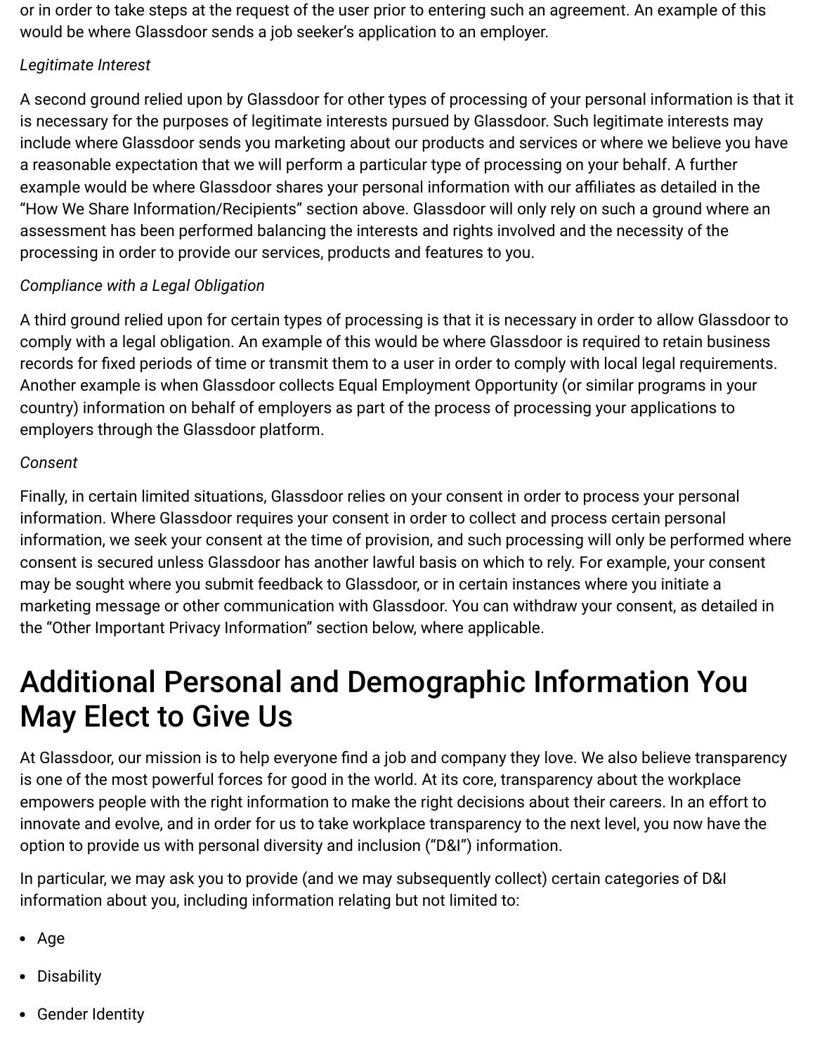or in order to take steps at the request of the user prior to entering such an agreement. An example of this would be where Glassdoor sends a job seeker's application to an employer.

*Legitimate Interest*

A second ground relied upon by Glassdoor for other types of processing of your personal information is that it is necessary for the purposes of legitimate interests pursued by Glassdoor. Such legitimate interests may include where Glassdoor sends you marketing about our products and services or where we believe you have a reasonable expectation that we will perform a particular type of processing on your behalf. A further example would be where Glassdoor shares your personal information with our affiliates as detailed in the "How We Share Information/Recipients" section above. Glassdoor will only rely on such a ground where an assessment has been performed balancing the interests and rights involved and the necessity of the processing in order to provide our services, products and features to you.

*Compliance with a Legal Obligation*

A third ground relied upon for certain types of processing is that it is necessary in order to allow Glassdoor to comply with a legal obligation. An example of this would be where Glassdoor is required to retain business records for fixed periods of time or transmit them to a user in order to comply with local legal requirements. Another example is when Glassdoor collects Equal Employment Opportunity (or similar programs in your country) information on behalf of employers as part of the process of processing your applications to employers through the Glassdoor platform.

*Consent*

Finally, in certain limited situations, Glassdoor relies on your consent in order to process your personal information. Where Glassdoor requires your consent in order to collect and process certain personal information, we seek your consent at the time of provision, and such processing will only be performed where consent is secured unless Glassdoor has another lawful basis on which to rely. For example, your consent may be sought where you submit feedback to Glassdoor, or in certain instances where you initiate a marketing message or other communication with Glassdoor. You can withdraw your consent, as detailed in the "Other Important Privacy Information" section below, where applicable.

# Additional Personal and Demographic Information You May Elect to Give Us

At Glassdoor, our mission is to help everyone find a job and company they love. We also believe transparency is one of the most powerful forces for good in the world. At its core, transparency about the workplace empowers people with the right information to make the right decisions about their careers. In an effort to innovate and evolve, and in order for us to take workplace transparency to the next level, you now have the option to provide us with personal diversity and inclusion ("D&I") information.

In particular, we may ask you to provide (and we may subsequently collect) certain categories of D&I information about you, including information relating but not limited to:

- Age
- Disability
- Gender Identity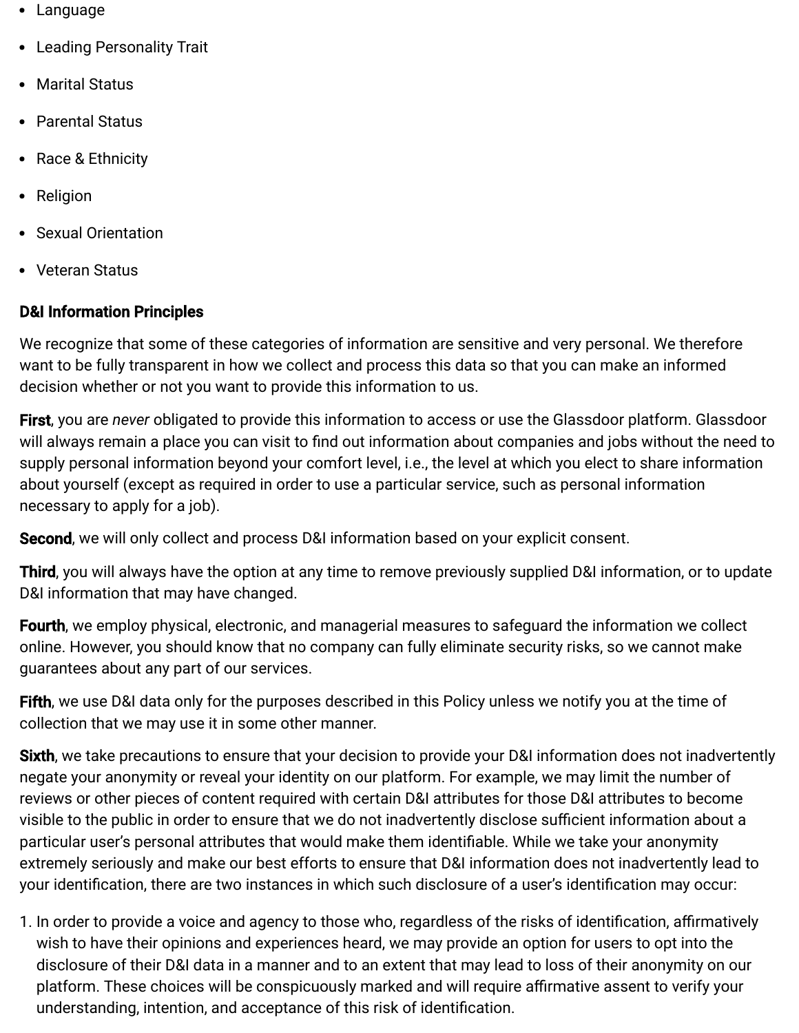- Language
- Leading Personality Trait
- Marital Status
- Parental Status
- Race & Ethnicity
- Religion
- Sexual Orientation
- Veteran Status

**D&I Information Principles**

We recognize that some of these categories of information are sensitive and very personal. We therefore want to be fully transparent in how we collect and process this data so that you can make an informed decision whether or not you want to provide this information to us.

**First**, you are *never* obligated to provide this information to access or use the Glassdoor platform. Glassdoor will always remain a place you can visit to find out information about companies and jobs without the need to supply personal information beyond your comfort level, i.e., the level at which you elect to share information about yourself (except as required in order to use a particular service, such as personal information necessary to apply for a job).

**Second**, we will only collect and process D&I information based on your explicit consent.

**Third**, you will always have the option at any time to remove previously supplied D&I information, or to update D&I information that may have changed.

**Fourth**, we employ physical, electronic, and managerial measures to safeguard the information we collect online. However, you should know that no company can fully eliminate security risks, so we cannot make guarantees about any part of our services.

**Fifth**, we use D&I data only for the purposes described in this Policy unless we notify you at the time of collection that we may use it in some other manner.

**Sixth**, we take precautions to ensure that your decision to provide your D&I information does not inadvertently negate your anonymity or reveal your identity on our platform. For example, we may limit the number of reviews or other pieces of content required with certain D&I attributes for those D&I attributes to become visible to the public in order to ensure that we do not inadvertently disclose sufficient information about a particular user's personal attributes that would make them identifiable. While we take your anonymity extremely seriously and make our best efforts to ensure that D&I information does not inadvertently lead to your identification, there are two instances in which such disclosure of a user's identification may occur:

1. In order to provide a voice and agency to those who, regardless of the risks of identification, affirmatively wish to have their opinions and experiences heard, we may provide an option for users to opt into the disclosure of their D&I data in a manner and to an extent that may lead to loss of their anonymity on our platform. These choices will be conspicuously marked and will require affirmative assent to verify your understanding, intention, and acceptance of this risk of identification.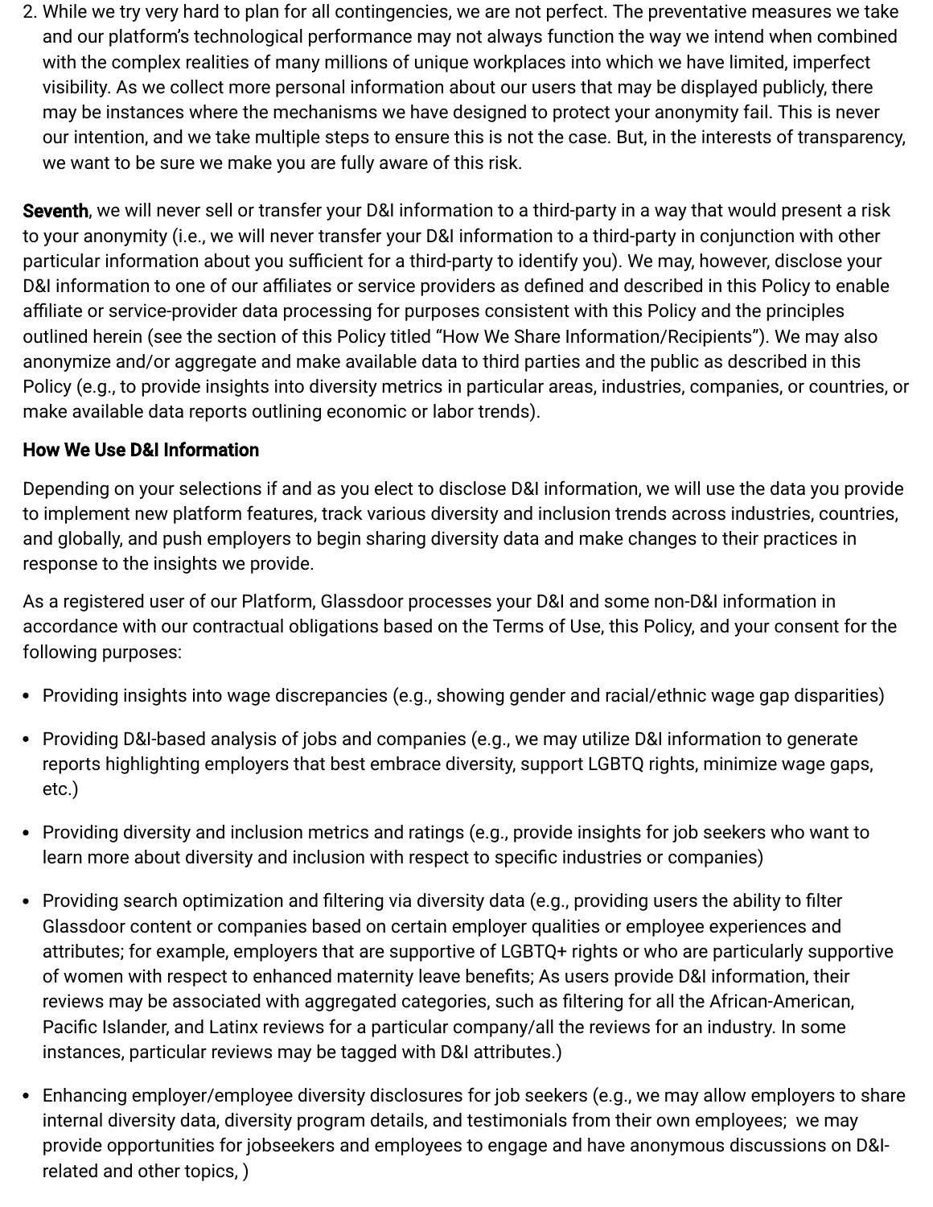2. While we try very hard to plan for all contingencies, we are not perfect. The preventative measures we take and our platform's technological performance may not always function the way we intend when combined with the complex realities of many millions of unique workplaces into which we have limited, imperfect visibility. As we collect more personal information about our users that may be displayed publicly, there may be instances where the mechanisms we have designed to protect your anonymity fail. This is never our intention, and we take multiple steps to ensure this is not the case. But, in the interests of transparency, we want to be sure we make you are fully aware of this risk.

**Seventh**, we will never sell or transfer your D&I information to a third-party in a way that would present a risk to your anonymity (i.e., we will never transfer your D&I information to a third-party in conjunction with other particular information about you sufficient for a third-party to identify you). We may, however, disclose your D&I information to one of our affiliates or service providers as defined and described in this Policy to enable affiliate or service-provider data processing for purposes consistent with this Policy and the principles outlined herein (see the section of this Policy titled "How We Share Information/Recipients"). We may also anonymize and/or aggregate and make available data to third parties and the public as described in this Policy (e.g., to provide insights into diversity metrics in particular areas, industries, companies, or countries, or make available data reports outlining economic or labor trends).

**How We Use D&I Information**

Depending on your selections if and as you elect to disclose D&I information, we will use the data you provide to implement new platform features, track various diversity and inclusion trends across industries, countries, and globally, and push employers to begin sharing diversity data and make changes to their practices in response to the insights we provide.

As a registered user of our Platform, Glassdoor processes your D&I and some non-D&I information in accordance with our contractual obligations based on the Terms of Use, this Policy, and your consent for the following purposes:

- Providing insights into wage discrepancies (e.g., showing gender and racial/ethnic wage gap disparities)
- Providing D&I-based analysis of jobs and companies (e.g., we may utilize D&I information to generate reports highlighting employers that best embrace diversity, support LGBTQ rights, minimize wage gaps, etc.)
- Providing diversity and inclusion metrics and ratings (e.g., provide insights for job seekers who want to learn more about diversity and inclusion with respect to specific industries or companies)
- Providing search optimization and filtering via diversity data (e.g., providing users the ability to filter Glassdoor content or companies based on certain employer qualities or employee experiences and attributes; for example, employers that are supportive of LGBTQ+ rights or who are particularly supportive of women with respect to enhanced maternity leave benefits; As users provide D&I information, their reviews may be associated with aggregated categories, such as filtering for all the African-American, Pacific Islander, and Latinx reviews for a particular company/all the reviews for an industry. In some instances, particular reviews may be tagged with D&I attributes.)
- Enhancing employer/employee diversity disclosures for job seekers (e.g., we may allow employers to share internal diversity data, diversity program details, and testimonials from their own employees;  we may provide opportunities for jobseekers and employees to engage and have anonymous discussions on D&I-related and other topics, )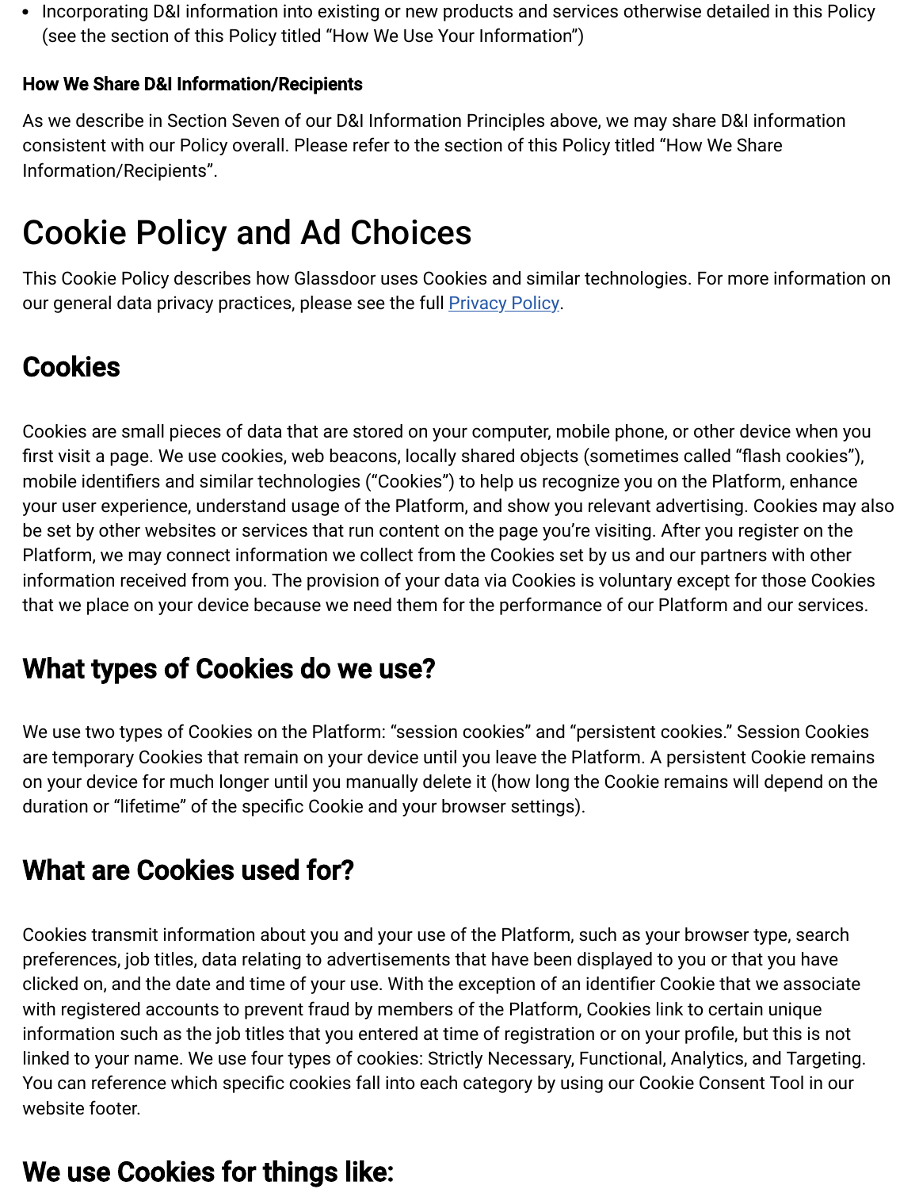- Incorporating D&I information into existing or new products and services otherwise detailed in this Policy (see the section of this Policy titled "How We Use Your Information")

#### How We Share D&I Information/Recipients

As we describe in Section Seven of our D&I Information Principles above, we may share D&I information consistent with our Policy overall. Please refer to the section of this Policy titled "How We Share Information/Recipients".

# Cookie Policy and Ad Choices

This Cookie Policy describes how Glassdoor uses Cookies and similar technologies. For more information on our general data privacy practices, please see the full [Privacy Policy](Privacy Policy).

## Cookies

Cookies are small pieces of data that are stored on your computer, mobile phone, or other device when you first visit a page. We use cookies, web beacons, locally shared objects (sometimes called "flash cookies"), mobile identifiers and similar technologies ("Cookies") to help us recognize you on the Platform, enhance your user experience, understand usage of the Platform, and show you relevant advertising. Cookies may also be set by other websites or services that run content on the page you're visiting. After you register on the Platform, we may connect information we collect from the Cookies set by us and our partners with other information received from you. The provision of your data via Cookies is voluntary except for those Cookies that we place on your device because we need them for the performance of our Platform and our services.

## What types of Cookies do we use?

We use two types of Cookies on the Platform: "session cookies" and "persistent cookies." Session Cookies are temporary Cookies that remain on your device until you leave the Platform. A persistent Cookie remains on your device for much longer until you manually delete it (how long the Cookie remains will depend on the duration or "lifetime" of the specific Cookie and your browser settings).

## What are Cookies used for?

Cookies transmit information about you and your use of the Platform, such as your browser type, search preferences, job titles, data relating to advertisements that have been displayed to you or that you have clicked on, and the date and time of your use. With the exception of an identifier Cookie that we associate with registered accounts to prevent fraud by members of the Platform, Cookies link to certain unique information such as the job titles that you entered at time of registration or on your profile, but this is not linked to your name. We use four types of cookies: Strictly Necessary, Functional, Analytics, and Targeting. You can reference which specific cookies fall into each category by using our Cookie Consent Tool in our website footer.

## We use Cookies for things like: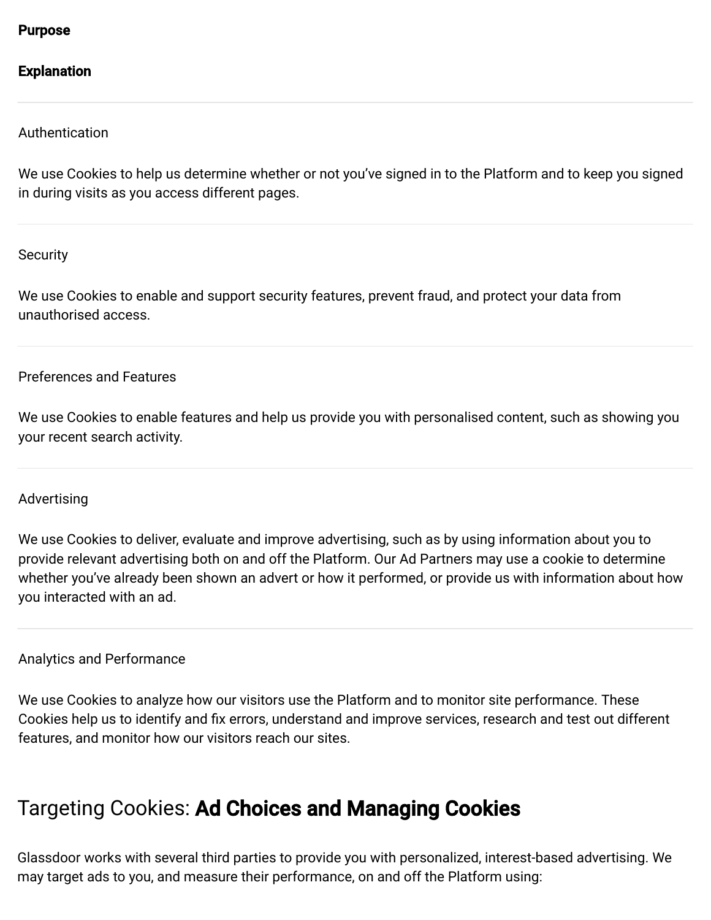| **Purpose** | **Explanation** |
|---|---|
| Authentication | We use Cookies to help us determine whether or not you've signed in to the Platform and to keep you signed in during visits as you access different pages. |
| Security | We use Cookies to enable and support security features, prevent fraud, and protect your data from unauthorised access. |
| Preferences and Features | We use Cookies to enable features and help us provide you with personalised content, such as showing you your recent search activity. |
| Advertising | We use Cookies to deliver, evaluate and improve advertising, such as by using information about you to provide relevant advertising both on and off the Platform. Our Ad Partners may use a cookie to determine whether you've already been shown an advert or how it performed, or provide us with information about how you interacted with an ad. |
| Analytics and Performance | We use Cookies to analyze how our visitors use the Platform and to monitor site performance. These Cookies help us to identify and fix errors, understand and improve services, research and test out different features, and monitor how our visitors reach our sites. |

## Targeting Cookies: **Ad Choices and Managing Cookies**

Glassdoor works with several third parties to provide you with personalized, interest-based advertising. We may target ads to you, and measure their performance, on and off the Platform using: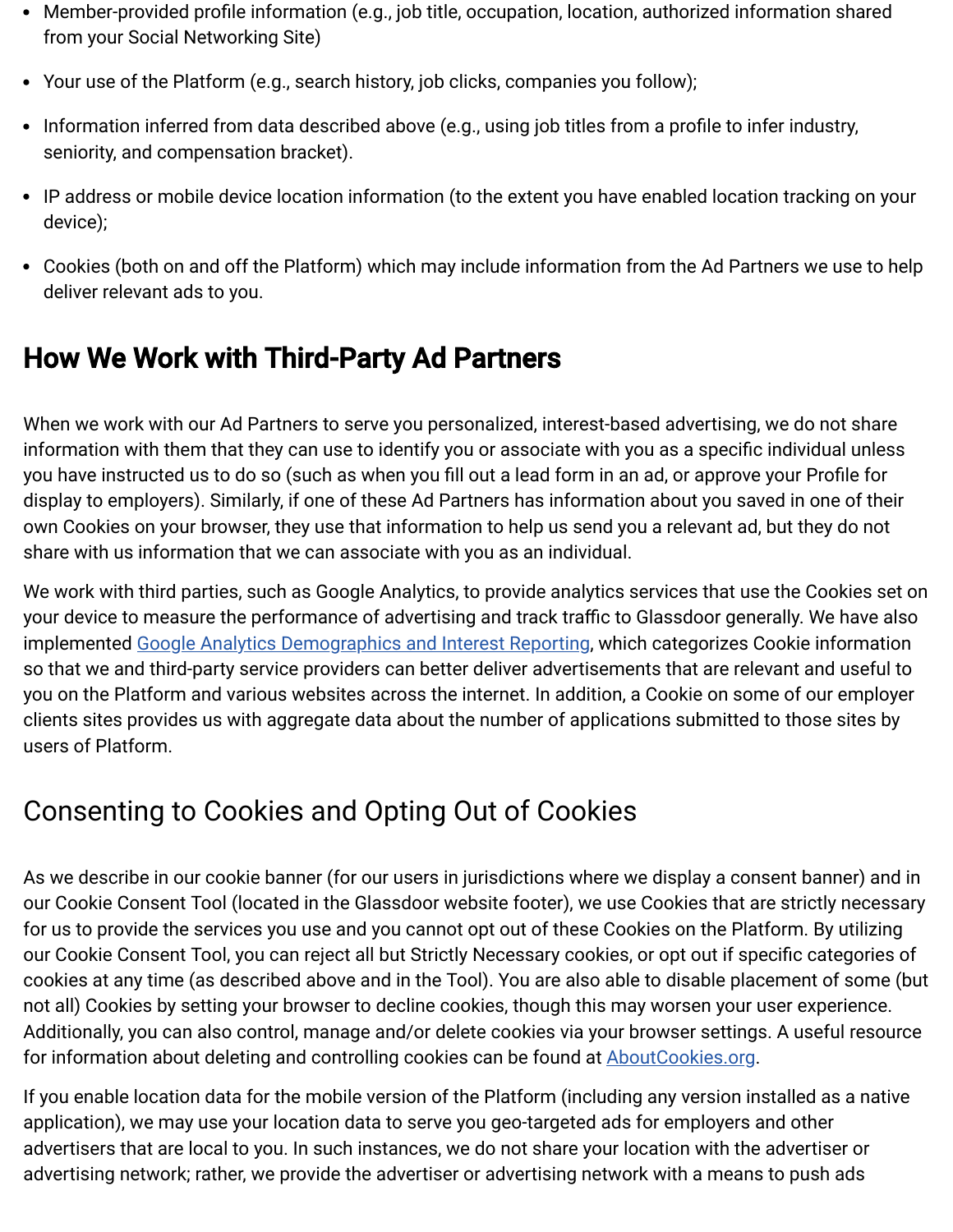- Member-provided profile information (e.g., job title, occupation, location, authorized information shared from your Social Networking Site)
- Your use of the Platform (e.g., search history, job clicks, companies you follow);
- Information inferred from data described above (e.g., using job titles from a profile to infer industry, seniority, and compensation bracket).
- IP address or mobile device location information (to the extent you have enabled location tracking on your device);
- Cookies (both on and off the Platform) which may include information from the Ad Partners we use to help deliver relevant ads to you.

## How We Work with Third-Party Ad Partners

When we work with our Ad Partners to serve you personalized, interest-based advertising, we do not share information with them that they can use to identify you or associate with you as a specific individual unless you have instructed us to do so (such as when you fill out a lead form in an ad, or approve your Profile for display to employers). Similarly, if one of these Ad Partners has information about you saved in one of their own Cookies on your browser, they use that information to help us send you a relevant ad, but they do not share with us information that we can associate with you as an individual.

We work with third parties, such as Google Analytics, to provide analytics services that use the Cookies set on your device to measure the performance of advertising and track traffic to Glassdoor generally. We have also implemented [Google Analytics Demographics and Interest Reporting](), which categorizes Cookie information so that we and third-party service providers can better deliver advertisements that are relevant and useful to you on the Platform and various websites across the internet. In addition, a Cookie on some of our employer clients sites provides us with aggregate data about the number of applications submitted to those sites by users of Platform.

## Consenting to Cookies and Opting Out of Cookies

As we describe in our cookie banner (for our users in jurisdictions where we display a consent banner) and in our Cookie Consent Tool (located in the Glassdoor website footer), we use Cookies that are strictly necessary for us to provide the services you use and you cannot opt out of these Cookies on the Platform. By utilizing our Cookie Consent Tool, you can reject all but Strictly Necessary cookies, or opt out if specific categories of cookies at any time (as described above and in the Tool). You are also able to disable placement of some (but not all) Cookies by setting your browser to decline cookies, though this may worsen your user experience. Additionally, you can also control, manage and/or delete cookies via your browser settings. A useful resource for information about deleting and controlling cookies can be found at [AboutCookies.org]().

If you enable location data for the mobile version of the Platform (including any version installed as a native application), we may use your location data to serve you geo-targeted ads for employers and other advertisers that are local to you. In such instances, we do not share your location with the advertiser or advertising network; rather, we provide the advertiser or advertising network with a means to push ads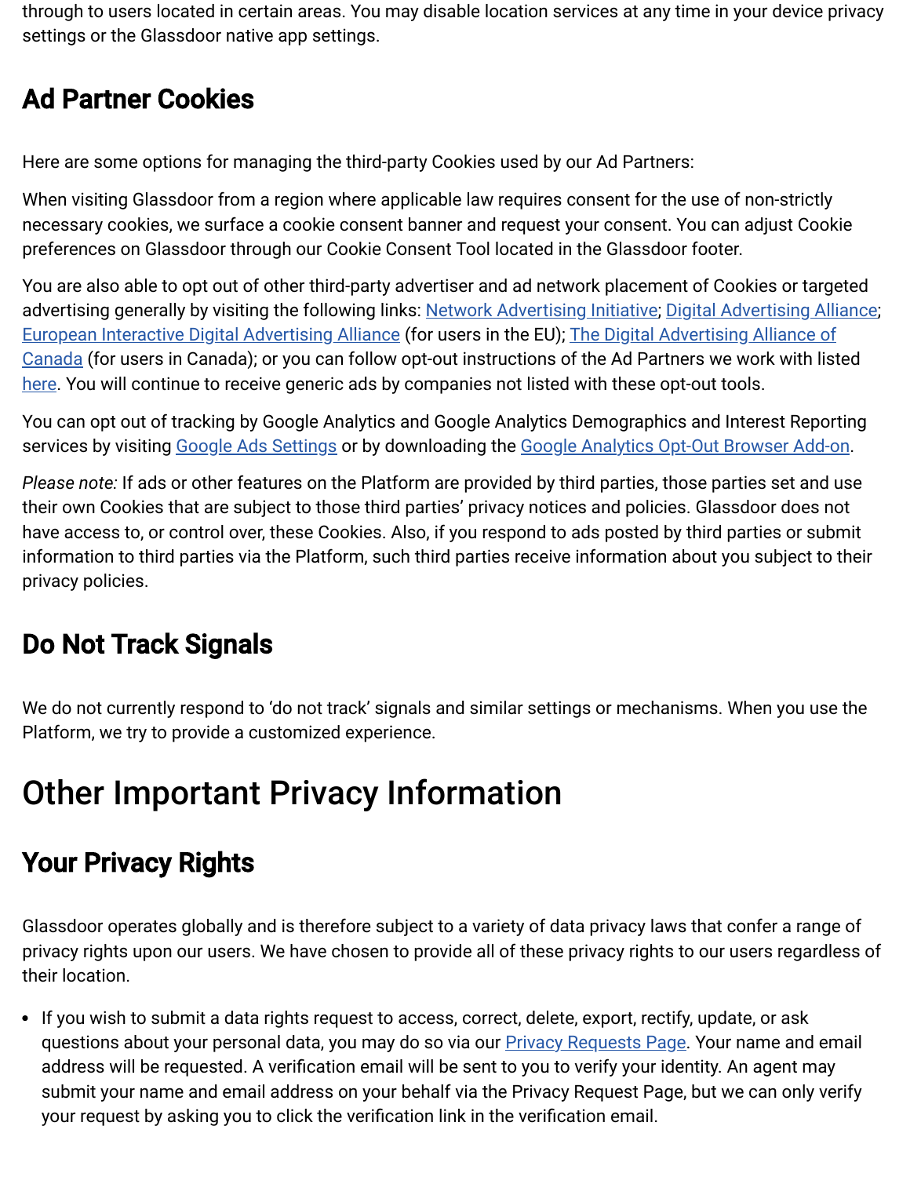through to users located in certain areas. You may disable location services at any time in your device privacy settings or the Glassdoor native app settings.

### Ad Partner Cookies

Here are some options for managing the third-party Cookies used by our Ad Partners:

When visiting Glassdoor from a region where applicable law requires consent for the use of non-strictly necessary cookies, we surface a cookie consent banner and request your consent. You can adjust Cookie preferences on Glassdoor through our Cookie Consent Tool located in the Glassdoor footer.

You are also able to opt out of other third-party advertiser and ad network placement of Cookies or targeted advertising generally by visiting the following links: Network Advertising Initiative; Digital Advertising Alliance; European Interactive Digital Advertising Alliance (for users in the EU); The Digital Advertising Alliance of Canada (for users in Canada); or you can follow opt-out instructions of the Ad Partners we work with listed here. You will continue to receive generic ads by companies not listed with these opt-out tools.

You can opt out of tracking by Google Analytics and Google Analytics Demographics and Interest Reporting services by visiting Google Ads Settings or by downloading the Google Analytics Opt-Out Browser Add-on.

*Please note:* If ads or other features on the Platform are provided by third parties, those parties set and use their own Cookies that are subject to those third parties' privacy notices and policies. Glassdoor does not have access to, or control over, these Cookies. Also, if you respond to ads posted by third parties or submit information to third parties via the Platform, such third parties receive information about you subject to their privacy policies.

### Do Not Track Signals

We do not currently respond to 'do not track' signals and similar settings or mechanisms. When you use the Platform, we try to provide a customized experience.

## Other Important Privacy Information

### Your Privacy Rights

Glassdoor operates globally and is therefore subject to a variety of data privacy laws that confer a range of privacy rights upon our users. We have chosen to provide all of these privacy rights to our users regardless of their location.

- If you wish to submit a data rights request to access, correct, delete, export, rectify, update, or ask questions about your personal data, you may do so via our Privacy Requests Page. Your name and email address will be requested. A verification email will be sent to you to verify your identity. An agent may submit your name and email address on your behalf via the Privacy Request Page, but we can only verify your request by asking you to click the verification link in the verification email.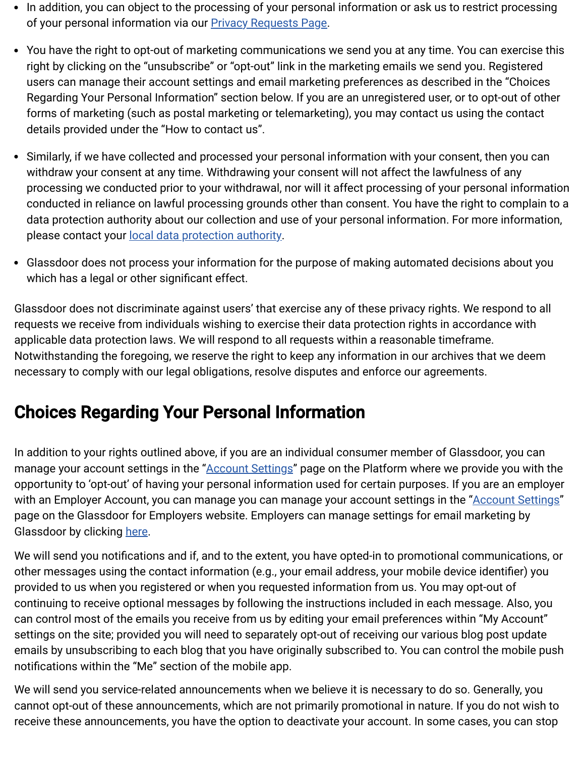- In addition, you can object to the processing of your personal information or ask us to restrict processing of your personal information via our Privacy Requests Page.
- You have the right to opt-out of marketing communications we send you at any time. You can exercise this right by clicking on the "unsubscribe" or "opt-out" link in the marketing emails we send you. Registered users can manage their account settings and email marketing preferences as described in the "Choices Regarding Your Personal Information" section below. If you are an unregistered user, or to opt-out of other forms of marketing (such as postal marketing or telemarketing), you may contact us using the contact details provided under the "How to contact us".
- Similarly, if we have collected and processed your personal information with your consent, then you can withdraw your consent at any time. Withdrawing your consent will not affect the lawfulness of any processing we conducted prior to your withdrawal, nor will it affect processing of your personal information conducted in reliance on lawful processing grounds other than consent. You have the right to complain to a data protection authority about our collection and use of your personal information. For more information, please contact your local data protection authority.
- Glassdoor does not process your information for the purpose of making automated decisions about you which has a legal or other significant effect.

Glassdoor does not discriminate against users' that exercise any of these privacy rights. We respond to all requests we receive from individuals wishing to exercise their data protection rights in accordance with applicable data protection laws. We will respond to all requests within a reasonable timeframe. Notwithstanding the foregoing, we reserve the right to keep any information in our archives that we deem necessary to comply with our legal obligations, resolve disputes and enforce our agreements.

## Choices Regarding Your Personal Information

In addition to your rights outlined above, if you are an individual consumer member of Glassdoor, you can manage your account settings in the "Account Settings" page on the Platform where we provide you with the opportunity to 'opt-out' of having your personal information used for certain purposes. If you are an employer with an Employer Account, you can manage you can manage your account settings in the "Account Settings" page on the Glassdoor for Employers website. Employers can manage settings for email marketing by Glassdoor by clicking here.

We will send you notifications and if, and to the extent, you have opted-in to promotional communications, or other messages using the contact information (e.g., your email address, your mobile device identifier) you provided to us when you registered or when you requested information from us. You may opt-out of continuing to receive optional messages by following the instructions included in each message. Also, you can control most of the emails you receive from us by editing your email preferences within "My Account" settings on the site; provided you will need to separately opt-out of receiving our various blog post update emails by unsubscribing to each blog that you have originally subscribed to. You can control the mobile push notifications within the "Me" section of the mobile app.

We will send you service-related announcements when we believe it is necessary to do so. Generally, you cannot opt-out of these announcements, which are not primarily promotional in nature. If you do not wish to receive these announcements, you have the option to deactivate your account. In some cases, you can stop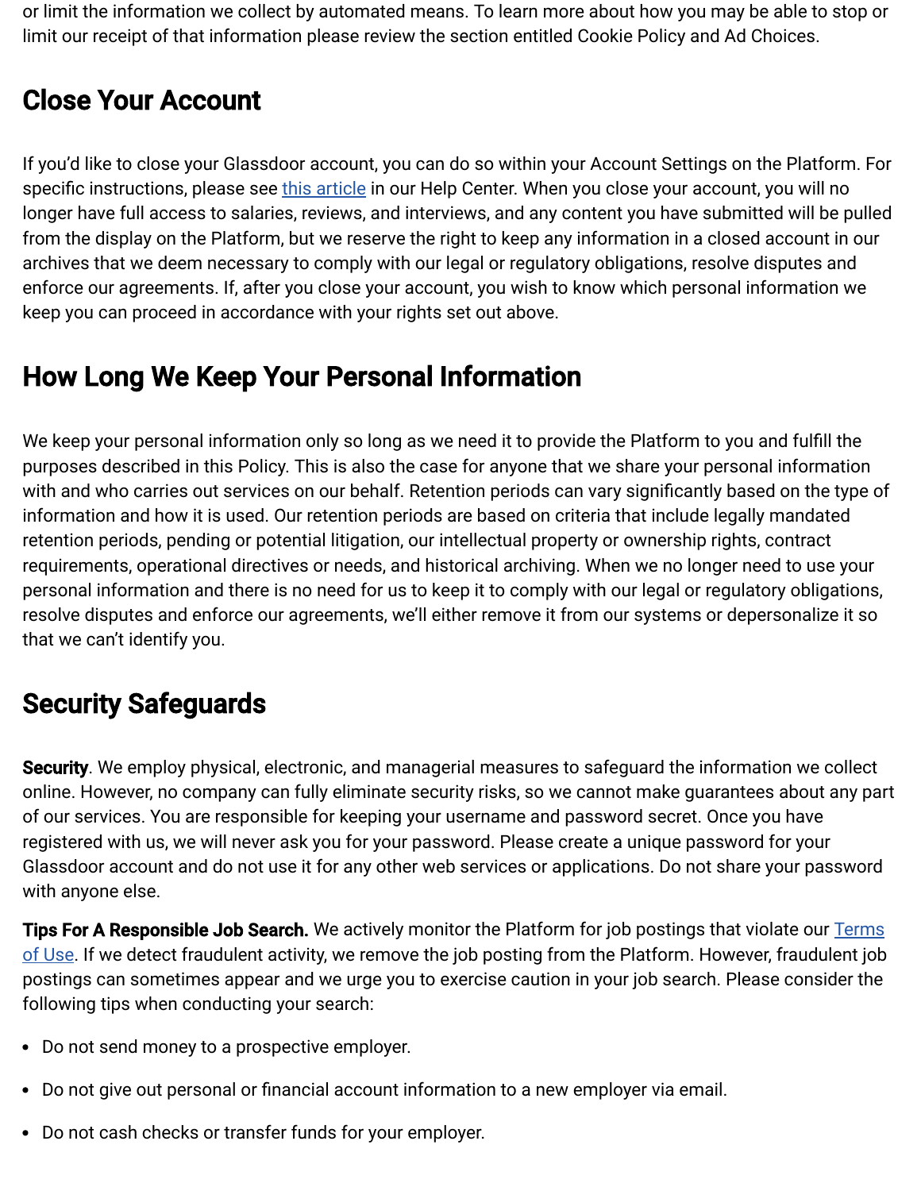or limit the information we collect by automated means. To learn more about how you may be able to stop or limit our receipt of that information please review the section entitled Cookie Policy and Ad Choices.

## Close Your Account

If you'd like to close your Glassdoor account, you can do so within your Account Settings on the Platform. For specific instructions, please see this article in our Help Center. When you close your account, you will no longer have full access to salaries, reviews, and interviews, and any content you have submitted will be pulled from the display on the Platform, but we reserve the right to keep any information in a closed account in our archives that we deem necessary to comply with our legal or regulatory obligations, resolve disputes and enforce our agreements. If, after you close your account, you wish to know which personal information we keep you can proceed in accordance with your rights set out above.

## How Long We Keep Your Personal Information

We keep your personal information only so long as we need it to provide the Platform to you and fulfill the purposes described in this Policy. This is also the case for anyone that we share your personal information with and who carries out services on our behalf. Retention periods can vary significantly based on the type of information and how it is used. Our retention periods are based on criteria that include legally mandated retention periods, pending or potential litigation, our intellectual property or ownership rights, contract requirements, operational directives or needs, and historical archiving. When we no longer need to use your personal information and there is no need for us to keep it to comply with our legal or regulatory obligations, resolve disputes and enforce our agreements, we'll either remove it from our systems or depersonalize it so that we can't identify you.

## Security Safeguards

**Security**. We employ physical, electronic, and managerial measures to safeguard the information we collect online. However, no company can fully eliminate security risks, so we cannot make guarantees about any part of our services. You are responsible for keeping your username and password secret. Once you have registered with us, we will never ask you for your password. Please create a unique password for your Glassdoor account and do not use it for any other web services or applications. Do not share your password with anyone else.

**Tips For A Responsible Job Search.** We actively monitor the Platform for job postings that violate our Terms of Use. If we detect fraudulent activity, we remove the job posting from the Platform. However, fraudulent job postings can sometimes appear and we urge you to exercise caution in your job search. Please consider the following tips when conducting your search:

- Do not send money to a prospective employer.
- Do not give out personal or financial account information to a new employer via email.
- Do not cash checks or transfer funds for your employer.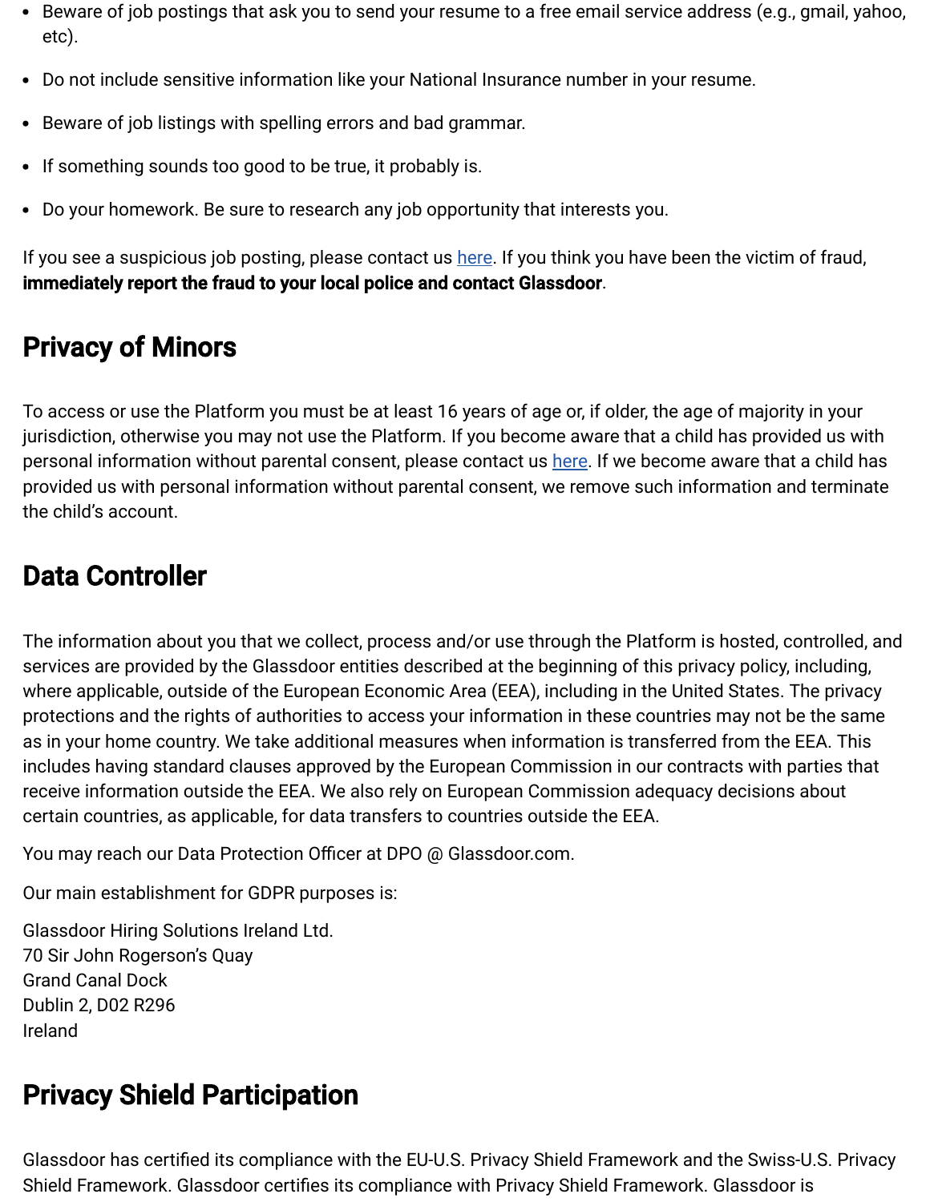- Beware of job postings that ask you to send your resume to a free email service address (e.g., gmail, yahoo, etc).
- Do not include sensitive information like your National Insurance number in your resume.
- Beware of job listings with spelling errors and bad grammar.
- If something sounds too good to be true, it probably is.
- Do your homework. Be sure to research any job opportunity that interests you.

If you see a suspicious job posting, please contact us [here](). If you think you have been the victim of fraud, **immediately report the fraud to your local police and contact Glassdoor**.

## Privacy of Minors

To access or use the Platform you must be at least 16 years of age or, if older, the age of majority in your jurisdiction, otherwise you may not use the Platform. If you become aware that a child has provided us with personal information without parental consent, please contact us [here](). If we become aware that a child has provided us with personal information without parental consent, we remove such information and terminate the child's account.

## Data Controller

The information about you that we collect, process and/or use through the Platform is hosted, controlled, and services are provided by the Glassdoor entities described at the beginning of this privacy policy, including, where applicable, outside of the European Economic Area (EEA), including in the United States. The privacy protections and the rights of authorities to access your information in these countries may not be the same as in your home country. We take additional measures when information is transferred from the EEA. This includes having standard clauses approved by the European Commission in our contracts with parties that receive information outside the EEA. We also rely on European Commission adequacy decisions about certain countries, as applicable, for data transfers to countries outside the EEA.

You may reach our Data Protection Officer at DPO @ Glassdoor.com.

Our main establishment for GDPR purposes is:

Glassdoor Hiring Solutions Ireland Ltd.
70 Sir John Rogerson's Quay
Grand Canal Dock
Dublin 2, D02 R296
Ireland

## Privacy Shield Participation

Glassdoor has certified its compliance with the EU-U.S. Privacy Shield Framework and the Swiss-U.S. Privacy Shield Framework. Glassdoor certifies its compliance with Privacy Shield Framework. Glassdoor is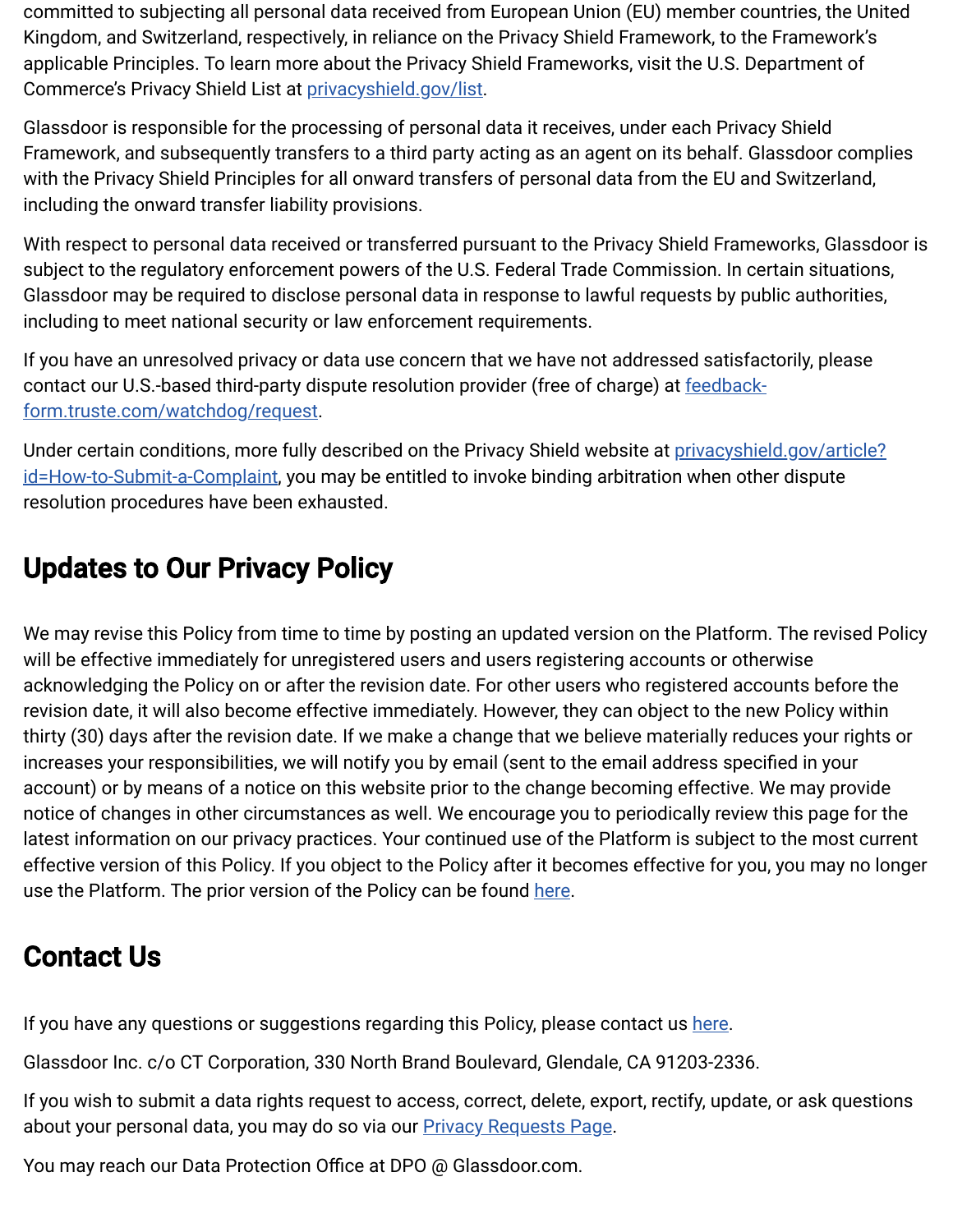committed to subjecting all personal data received from European Union (EU) member countries, the United Kingdom, and Switzerland, respectively, in reliance on the Privacy Shield Framework, to the Framework's applicable Principles. To learn more about the Privacy Shield Frameworks, visit the U.S. Department of Commerce's Privacy Shield List at [privacyshield.gov/list](privacyshield.gov/list).

Glassdoor is responsible for the processing of personal data it receives, under each Privacy Shield Framework, and subsequently transfers to a third party acting as an agent on its behalf. Glassdoor complies with the Privacy Shield Principles for all onward transfers of personal data from the EU and Switzerland, including the onward transfer liability provisions.

With respect to personal data received or transferred pursuant to the Privacy Shield Frameworks, Glassdoor is subject to the regulatory enforcement powers of the U.S. Federal Trade Commission. In certain situations, Glassdoor may be required to disclose personal data in response to lawful requests by public authorities, including to meet national security or law enforcement requirements.

If you have an unresolved privacy or data use concern that we have not addressed satisfactorily, please contact our U.S.-based third-party dispute resolution provider (free of charge) at [feedback-form.truste.com/watchdog/request](feedback-form.truste.com/watchdog/request).

Under certain conditions, more fully described on the Privacy Shield website at [privacyshield.gov/article?id=How-to-Submit-a-Complaint](privacyshield.gov/article?id=How-to-Submit-a-Complaint), you may be entitled to invoke binding arbitration when other dispute resolution procedures have been exhausted.

## Updates to Our Privacy Policy

We may revise this Policy from time to time by posting an updated version on the Platform. The revised Policy will be effective immediately for unregistered users and users registering accounts or otherwise acknowledging the Policy on or after the revision date. For other users who registered accounts before the revision date, it will also become effective immediately. However, they can object to the new Policy within thirty (30) days after the revision date. If we make a change that we believe materially reduces your rights or increases your responsibilities, we will notify you by email (sent to the email address specified in your account) or by means of a notice on this website prior to the change becoming effective. We may provide notice of changes in other circumstances as well. We encourage you to periodically review this page for the latest information on our privacy practices. Your continued use of the Platform is subject to the most current effective version of this Policy. If you object to the Policy after it becomes effective for you, you may no longer use the Platform. The prior version of the Policy can be found here.

## Contact Us

If you have any questions or suggestions regarding this Policy, please contact us here.

Glassdoor Inc. c/o CT Corporation, 330 North Brand Boulevard, Glendale, CA 91203-2336.

If you wish to submit a data rights request to access, correct, delete, export, rectify, update, or ask questions about your personal data, you may do so via our Privacy Requests Page.

You may reach our Data Protection Office at DPO @ Glassdoor.com.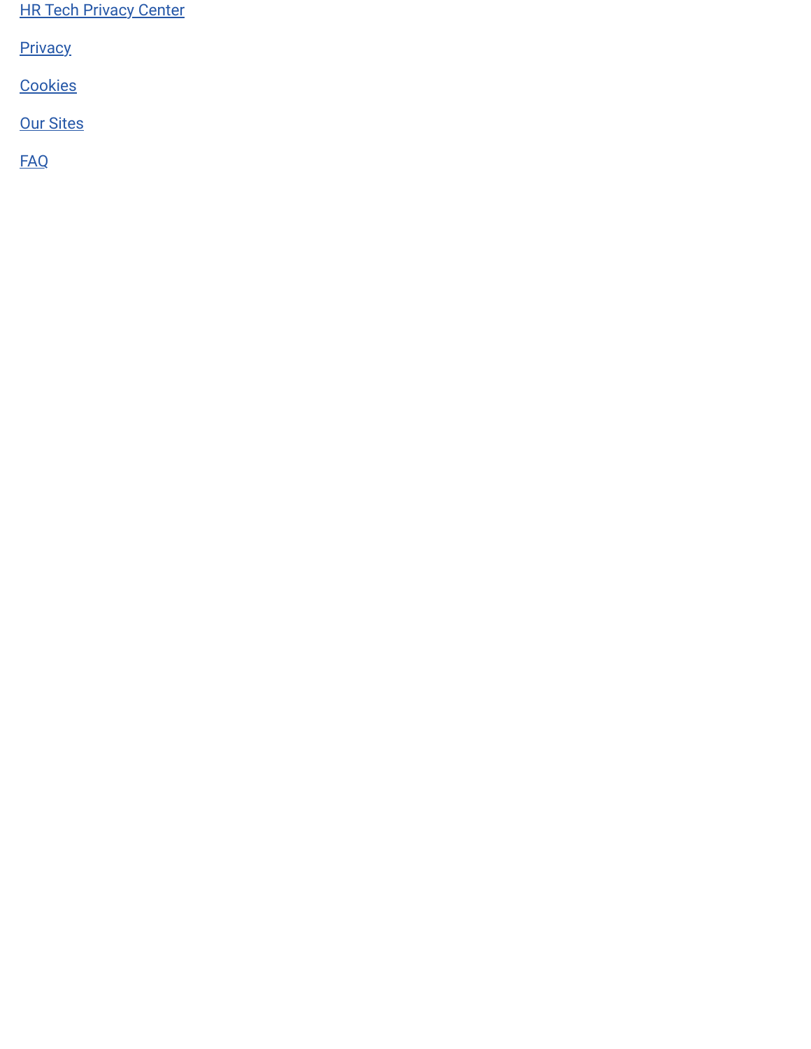[HR Tech Privacy Center]

[Privacy]

[Cookies]

[Our Sites]

[FAQ]